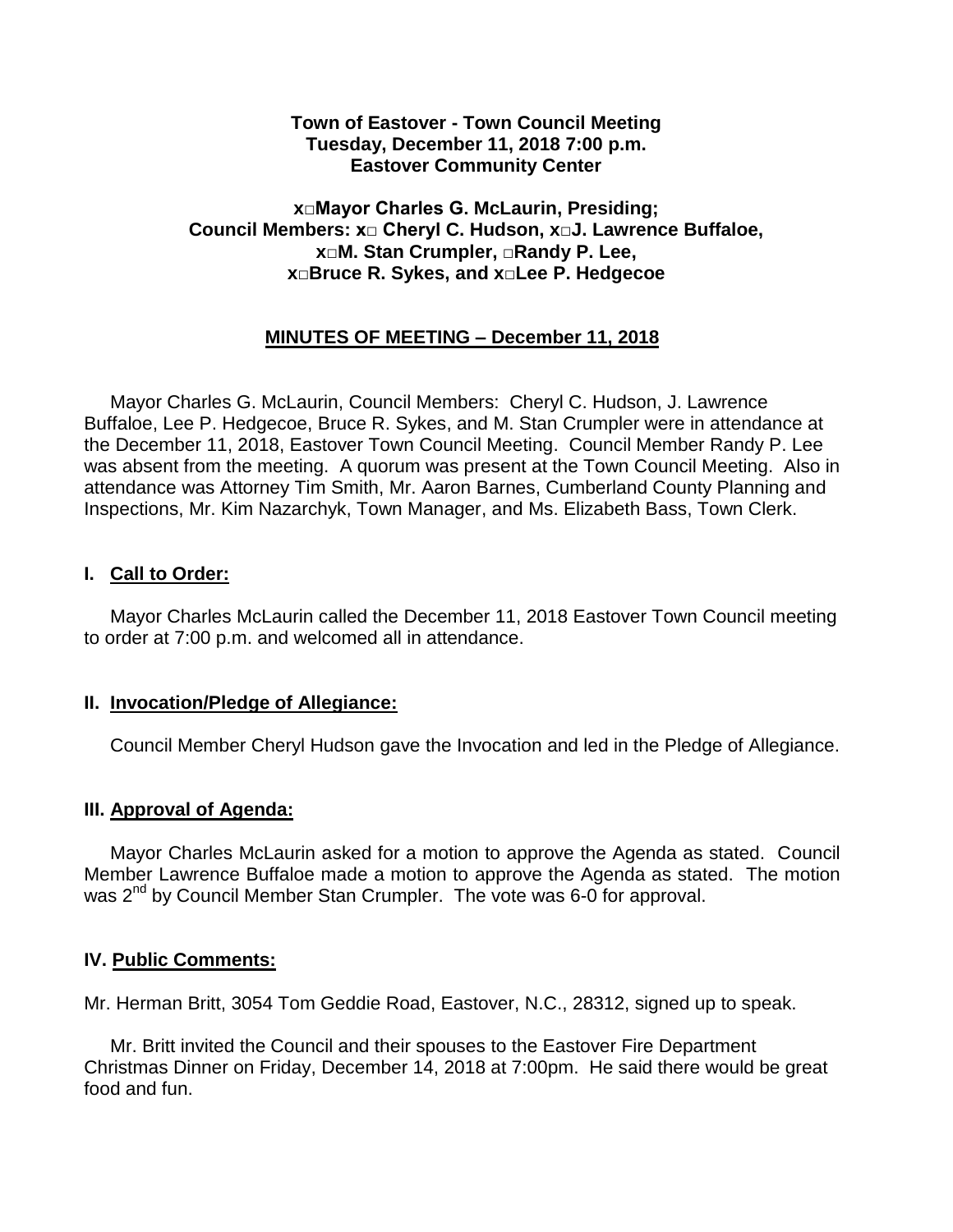**Town of Eastover - Town Council Meeting**
**Tuesday, December 11, 2018 7:00 p.m.**
**Eastover Community Center**

**x□Mayor Charles G. McLaurin, Presiding;**
**Council Members: x□ Cheryl C. Hudson, x□J. Lawrence Buffaloe,**
**x□M. Stan Crumpler, □Randy P. Lee,**
**x□Bruce R. Sykes, and x□Lee P. Hedgecoe**

**MINUTES OF MEETING – December 11, 2018**

Mayor Charles G. McLaurin, Council Members: Cheryl C. Hudson, J. Lawrence Buffaloe, Lee P. Hedgecoe, Bruce R. Sykes, and M. Stan Crumpler were in attendance at the December 11, 2018, Eastover Town Council Meeting. Council Member Randy P. Lee was absent from the meeting. A quorum was present at the Town Council Meeting. Also in attendance was Attorney Tim Smith, Mr. Aaron Barnes, Cumberland County Planning and Inspections, Mr. Kim Nazarchyk, Town Manager, and Ms. Elizabeth Bass, Town Clerk.

## I. Call to Order:

Mayor Charles McLaurin called the December 11, 2018 Eastover Town Council meeting to order at 7:00 p.m. and welcomed all in attendance.

## II. Invocation/Pledge of Allegiance:

Council Member Cheryl Hudson gave the Invocation and led in the Pledge of Allegiance.

## III. Approval of Agenda:

Mayor Charles McLaurin asked for a motion to approve the Agenda as stated. Council Member Lawrence Buffaloe made a motion to approve the Agenda as stated. The motion was 2nd by Council Member Stan Crumpler. The vote was 6-0 for approval.

## IV. Public Comments:

Mr. Herman Britt, 3054 Tom Geddie Road, Eastover, N.C., 28312, signed up to speak.

Mr. Britt invited the Council and their spouses to the Eastover Fire Department Christmas Dinner on Friday, December 14, 2018 at 7:00pm. He said there would be great food and fun.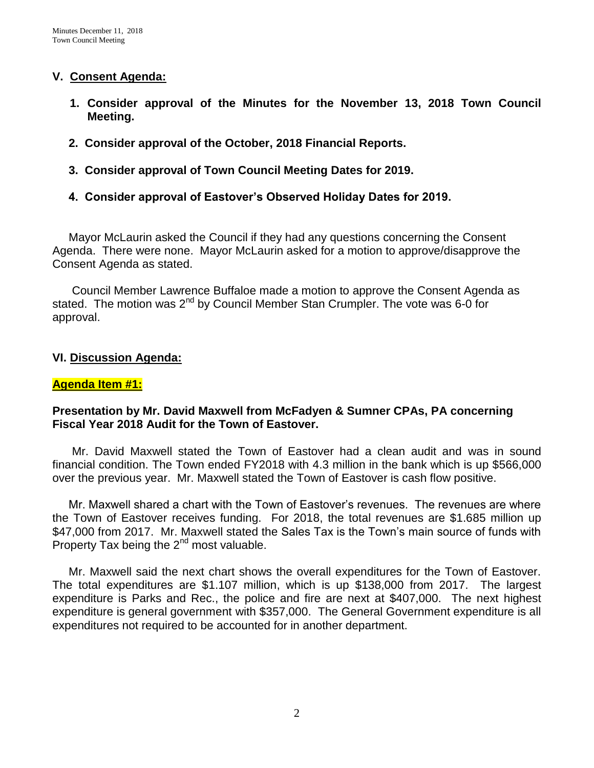## V. <u>Consent Agenda:</u>

1. **Consider approval of the Minutes for the November 13, 2018 Town Council Meeting.**
2. **Consider approval of the October, 2018 Financial Reports.**
3. **Consider approval of Town Council Meeting Dates for 2019.**
4. **Consider approval of Eastover's Observed Holiday Dates for 2019.**

Mayor McLaurin asked the Council if they had any questions concerning the Consent Agenda. There were none. Mayor McLaurin asked for a motion to approve/disapprove the Consent Agenda as stated.

Council Member Lawrence Buffaloe made a motion to approve the Consent Agenda as stated. The motion was 2nd by Council Member Stan Crumpler. The vote was 6-0 for approval.

## VI. <u>Discussion Agenda:</u>

**<u>Agenda Item #1:</u>**

**Presentation by Mr. David Maxwell from McFadyen & Sumner CPAs, PA concerning Fiscal Year 2018 Audit for the Town of Eastover.**

Mr. David Maxwell stated the Town of Eastover had a clean audit and was in sound financial condition. The Town ended FY2018 with 4.3 million in the bank which is up $566,000 over the previous year. Mr. Maxwell stated the Town of Eastover is cash flow positive.

Mr. Maxwell shared a chart with the Town of Eastover's revenues. The revenues are where the Town of Eastover receives funding. For 2018, the total revenues are $1.685 million up $47,000 from 2017. Mr. Maxwell stated the Sales Tax is the Town's main source of funds with Property Tax being the 2nd most valuable.

Mr. Maxwell said the next chart shows the overall expenditures for the Town of Eastover. The total expenditures are $1.107 million, which is up $138,000 from 2017. The largest expenditure is Parks and Rec., the police and fire are next at $407,000. The next highest expenditure is general government with $357,000. The General Government expenditure is all expenditures not required to be accounted for in another department.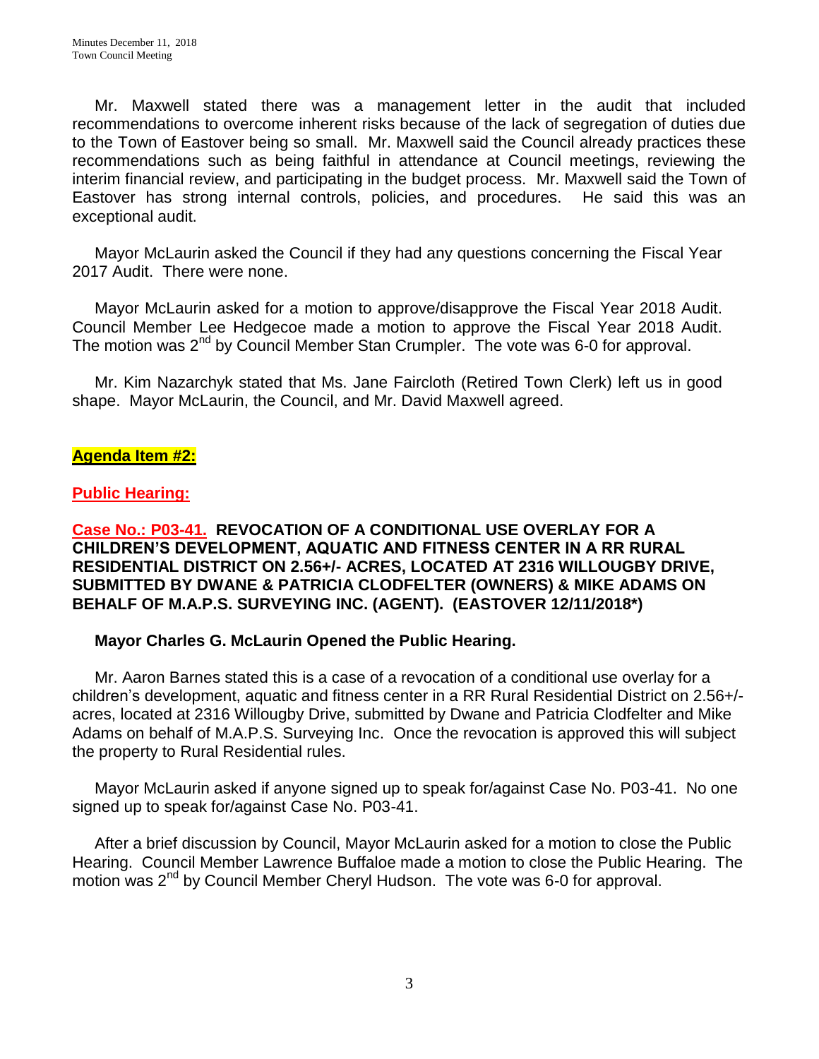Mr. Maxwell stated there was a management letter in the audit that included recommendations to overcome inherent risks because of the lack of segregation of duties due to the Town of Eastover being so small. Mr. Maxwell said the Council already practices these recommendations such as being faithful in attendance at Council meetings, reviewing the interim financial review, and participating in the budget process. Mr. Maxwell said the Town of Eastover has strong internal controls, policies, and procedures. He said this was an exceptional audit.

Mayor McLaurin asked the Council if they had any questions concerning the Fiscal Year 2017 Audit. There were none.

Mayor McLaurin asked for a motion to approve/disapprove the Fiscal Year 2018 Audit. Council Member Lee Hedgecoe made a motion to approve the Fiscal Year 2018 Audit. The motion was 2nd by Council Member Stan Crumpler. The vote was 6-0 for approval.

Mr. Kim Nazarchyk stated that Ms. Jane Faircloth (Retired Town Clerk) left us in good shape. Mayor McLaurin, the Council, and Mr. David Maxwell agreed.

**Agenda Item #2:**

**Public Hearing:**

**Case No.: P03-41. REVOCATION OF A CONDITIONAL USE OVERLAY FOR A CHILDREN'S DEVELOPMENT, AQUATIC AND FITNESS CENTER IN A RR RURAL RESIDENTIAL DISTRICT ON 2.56+/- ACRES, LOCATED AT 2316 WILLOUGBY DRIVE, SUBMITTED BY DWANE & PATRICIA CLODFELTER (OWNERS) & MIKE ADAMS ON BEHALF OF M.A.P.S. SURVEYING INC. (AGENT). (EASTOVER 12/11/2018*)**

**Mayor Charles G. McLaurin Opened the Public Hearing.**

Mr. Aaron Barnes stated this is a case of a revocation of a conditional use overlay for a children's development, aquatic and fitness center in a RR Rural Residential District on 2.56+/- acres, located at 2316 Willougby Drive, submitted by Dwane and Patricia Clodfelter and Mike Adams on behalf of M.A.P.S. Surveying Inc. Once the revocation is approved this will subject the property to Rural Residential rules.

Mayor McLaurin asked if anyone signed up to speak for/against Case No. P03-41. No one signed up to speak for/against Case No. P03-41.

After a brief discussion by Council, Mayor McLaurin asked for a motion to close the Public Hearing. Council Member Lawrence Buffaloe made a motion to close the Public Hearing. The motion was 2nd by Council Member Cheryl Hudson. The vote was 6-0 for approval.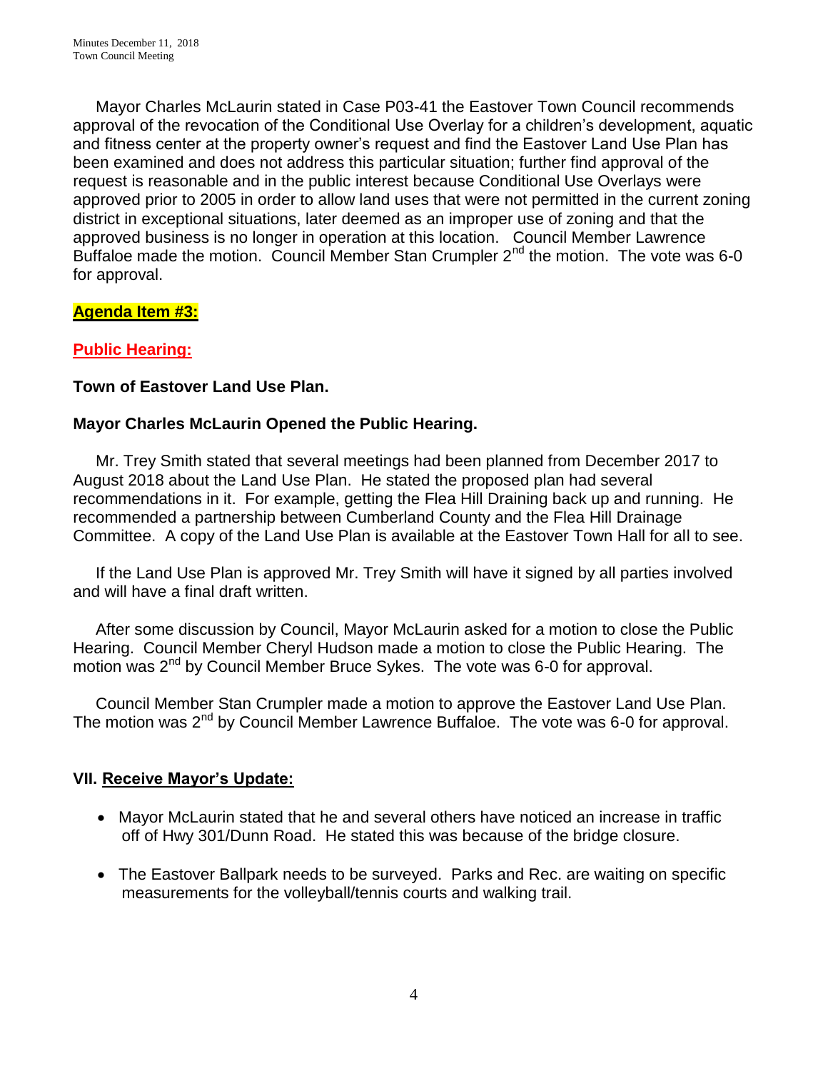Mayor Charles McLaurin stated in Case P03-41 the Eastover Town Council recommends approval of the revocation of the Conditional Use Overlay for a children's development, aquatic and fitness center at the property owner's request and find the Eastover Land Use Plan has been examined and does not address this particular situation; further find approval of the request is reasonable and in the public interest because Conditional Use Overlays were approved prior to 2005 in order to allow land uses that were not permitted in the current zoning district in exceptional situations, later deemed as an improper use of zoning and that the approved business is no longer in operation at this location. Council Member Lawrence Buffaloe made the motion. Council Member Stan Crumpler 2nd the motion. The vote was 6-0 for approval.

**Agenda Item #3:**

**Public Hearing:**

**Town of Eastover Land Use Plan.**

**Mayor Charles McLaurin Opened the Public Hearing.**

Mr. Trey Smith stated that several meetings had been planned from December 2017 to August 2018 about the Land Use Plan. He stated the proposed plan had several recommendations in it. For example, getting the Flea Hill Draining back up and running. He recommended a partnership between Cumberland County and the Flea Hill Drainage Committee. A copy of the Land Use Plan is available at the Eastover Town Hall for all to see.

If the Land Use Plan is approved Mr. Trey Smith will have it signed by all parties involved and will have a final draft written.

After some discussion by Council, Mayor McLaurin asked for a motion to close the Public Hearing. Council Member Cheryl Hudson made a motion to close the Public Hearing. The motion was 2nd by Council Member Bruce Sykes. The vote was 6-0 for approval.

Council Member Stan Crumpler made a motion to approve the Eastover Land Use Plan. The motion was 2nd by Council Member Lawrence Buffaloe. The vote was 6-0 for approval.

**VII. Receive Mayor's Update:**

- Mayor McLaurin stated that he and several others have noticed an increase in traffic off of Hwy 301/Dunn Road. He stated this was because of the bridge closure.
- The Eastover Ballpark needs to be surveyed. Parks and Rec. are waiting on specific measurements for the volleyball/tennis courts and walking trail.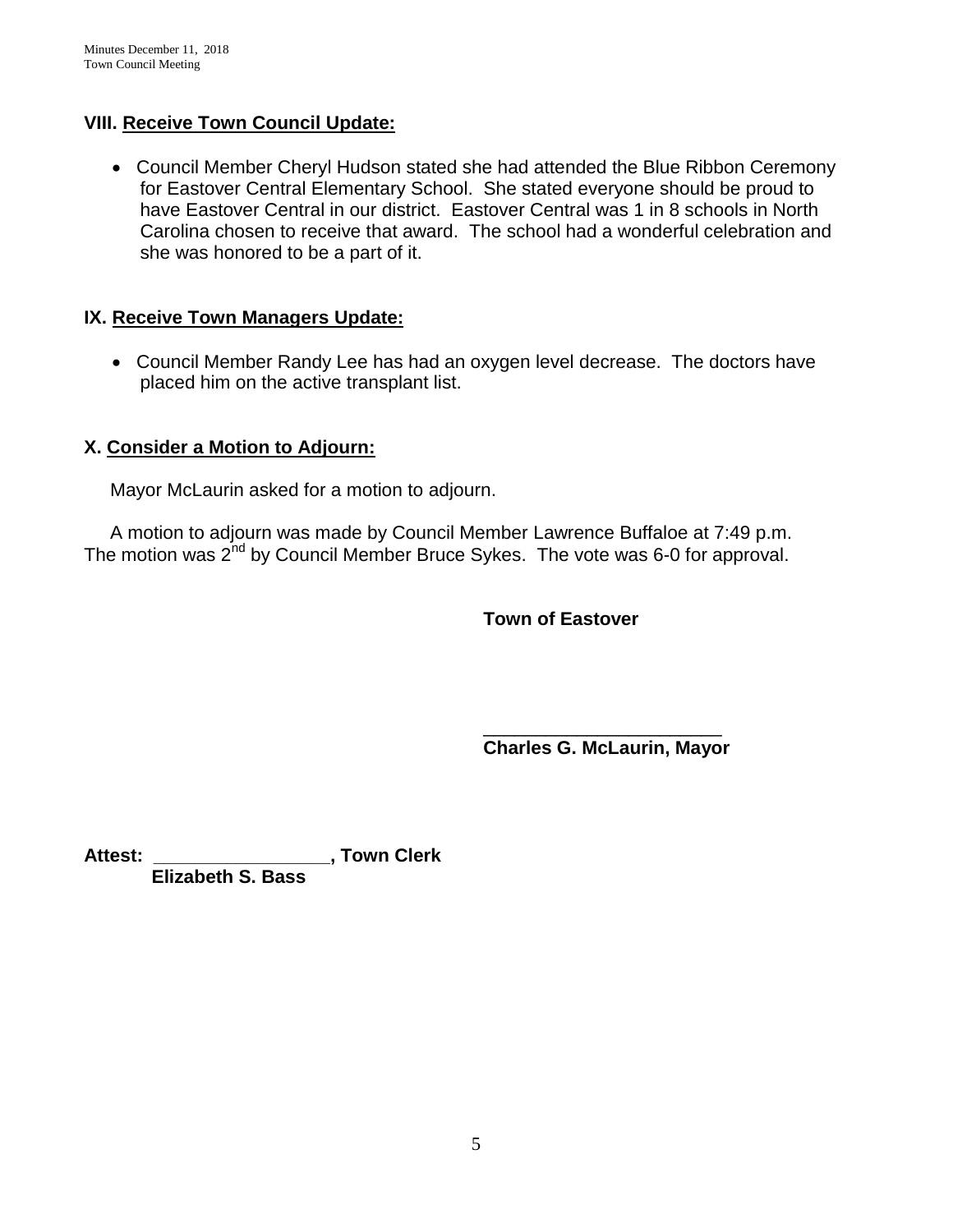### VIII. Receive Town Council Update:

- Council Member Cheryl Hudson stated she had attended the Blue Ribbon Ceremony for Eastover Central Elementary School. She stated everyone should be proud to have Eastover Central in our district. Eastover Central was 1 in 8 schools in North Carolina chosen to receive that award. The school had a wonderful celebration and she was honored to be a part of it.

### IX. Receive Town Managers Update:

- Council Member Randy Lee has had an oxygen level decrease. The doctors have placed him on the active transplant list.

### X. Consider a Motion to Adjourn:

Mayor McLaurin asked for a motion to adjourn.

A motion to adjourn was made by Council Member Lawrence Buffaloe at 7:49 p.m. The motion was 2nd by Council Member Bruce Sykes. The vote was 6-0 for approval.

**Town of Eastover**

______________________
**Charles G. McLaurin, Mayor**

**Attest: ________________, Town Clerk**
**Elizabeth S. Bass**